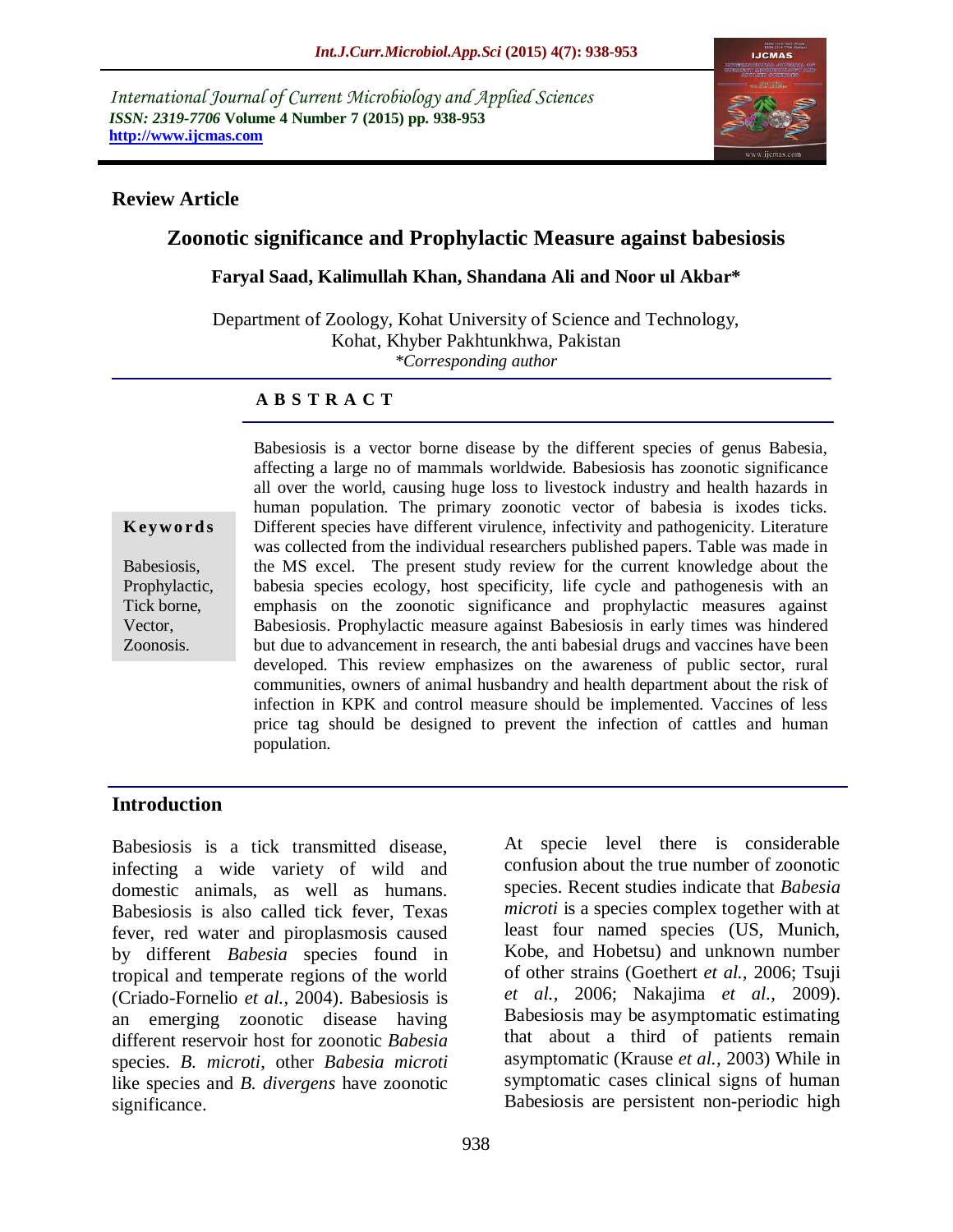International Journal of Current Microbiology and Applied Sciences
*ISSN: 2319-7706* **Volume 4 Number 7 (2015) pp. 938-953**
**http://www.ijcmas.com**

**Review Article**

# Zoonotic significance and Prophylactic Measure against babesiosis

**Faryal Saad, Kalimullah Khan, Shandana Ali and Noor ul Akbar***

Department of Zoology, Kohat University of Science and Technology, Kohat, Khyber Pakhtunkhwa, Pakistan
*\*Corresponding author*

## A B S T R A C T

**Keywords**

Babesiosis, Prophylactic, Tick borne, Vector, Zoonosis.

Babesiosis is a vector borne disease by the different species of genus Babesia, affecting a large no of mammals worldwide. Babesiosis has zoonotic significance all over the world, causing huge loss to livestock industry and health hazards in human population. The primary zoonotic vector of babesia is ixodes ticks. Different species have different virulence, infectivity and pathogenicity. Literature was collected from the individual researchers published papers. Table was made in the MS excel. The present study review for the current knowledge about the babesia species ecology, host specificity, life cycle and pathogenesis with an emphasis on the zoonotic significance and prophylactic measures against Babesiosis. Prophylactic measure against Babesiosis in early times was hindered but due to advancement in research, the anti babesial drugs and vaccines have been developed. This review emphasizes on the awareness of public sector, rural communities, owners of animal husbandry and health department about the risk of infection in KPK and control measure should be implemented. Vaccines of less price tag should be designed to prevent the infection of cattles and human population.

## Introduction

Babesiosis is a tick transmitted disease, infecting a wide variety of wild and domestic animals, as well as humans. Babesiosis is also called tick fever, Texas fever, red water and piroplasmosis caused by different *Babesia* species found in tropical and temperate regions of the world (Criado-Fornelio *et al.*, 2004). Babesiosis is an emerging zoonotic disease having different reservoir host for zoonotic *Babesia* species. *B. microti*, other *Babesia microti* like species and *B. divergens* have zoonotic significance.

At specie level there is considerable confusion about the true number of zoonotic species. Recent studies indicate that *Babesia microti* is a species complex together with at least four named species (US, Munich, Kobe, and Hobetsu) and unknown number of other strains (Goethert *et al.*, 2006; Tsuji *et al.*, 2006; Nakajima *et al.*, 2009). Babesiosis may be asymptomatic estimating that about a third of patients remain asymptomatic (Krause *et al.,* 2003) While in symptomatic cases clinical signs of human Babesiosis are persistent non-periodic high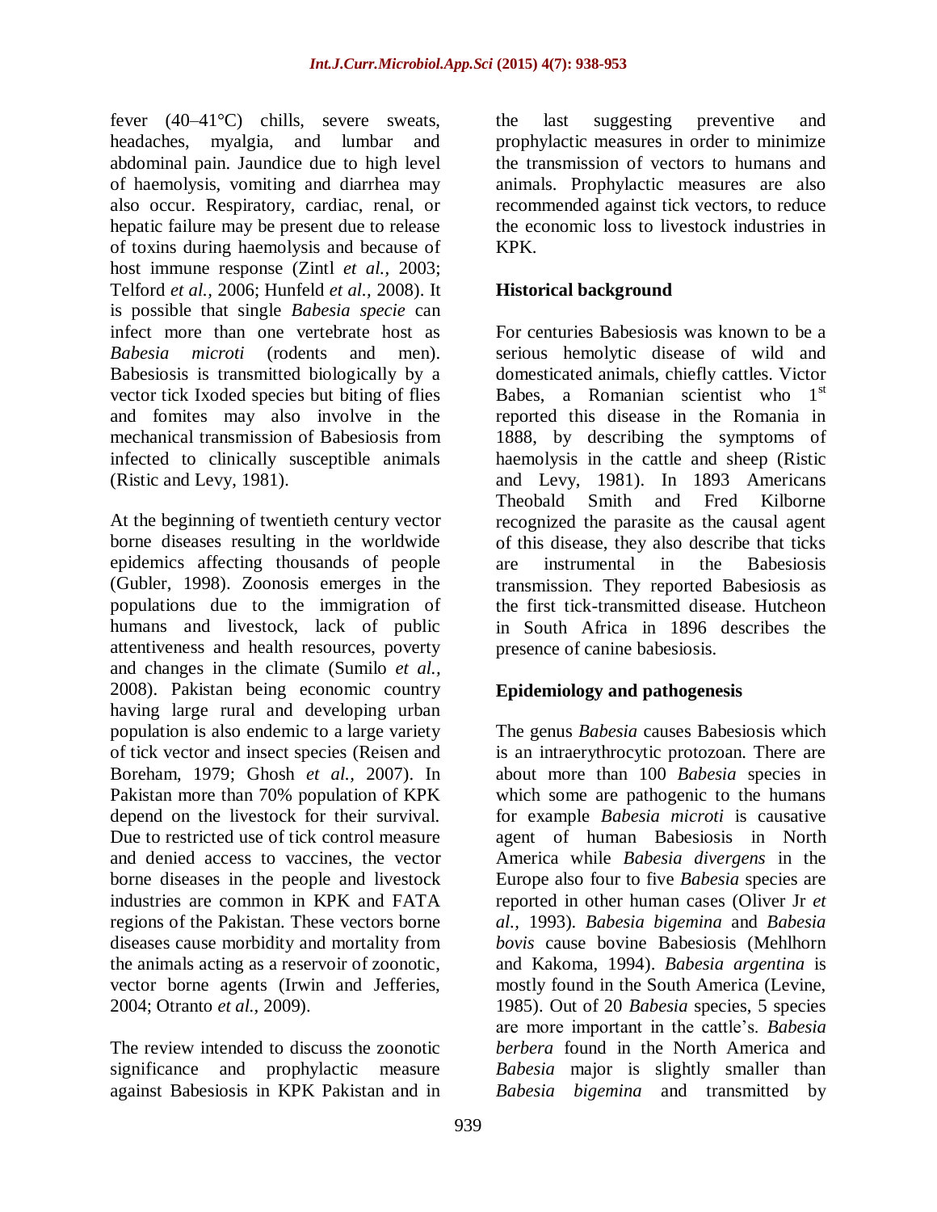fever (40–41°C) chills, severe sweats, headaches, myalgia, and lumbar and abdominal pain. Jaundice due to high level of haemolysis, vomiting and diarrhea may also occur. Respiratory, cardiac, renal, or hepatic failure may be present due to release of toxins during haemolysis and because of host immune response (Zintl *et al.,* 2003; Telford *et al.,* 2006; Hunfeld *et al.,* 2008). It is possible that single *Babesia specie* can infect more than one vertebrate host as *Babesia microti* (rodents and men). Babesiosis is transmitted biologically by a vector tick Ixoded species but biting of flies and fomites may also involve in the mechanical transmission of Babesiosis from infected to clinically susceptible animals (Ristic and Levy, 1981).

At the beginning of twentieth century vector borne diseases resulting in the worldwide epidemics affecting thousands of people (Gubler, 1998). Zoonosis emerges in the populations due to the immigration of humans and livestock, lack of public attentiveness and health resources, poverty and changes in the climate (Sumilo *et al.,* 2008). Pakistan being economic country having large rural and developing urban population is also endemic to a large variety of tick vector and insect species (Reisen and Boreham, 1979; Ghosh *et al.,* 2007). In Pakistan more than 70% population of KPK depend on the livestock for their survival. Due to restricted use of tick control measure and denied access to vaccines, the vector borne diseases in the people and livestock industries are common in KPK and FATA regions of the Pakistan. These vectors borne diseases cause morbidity and mortality from the animals acting as a reservoir of zoonotic, vector borne agents (Irwin and Jefferies, 2004; Otranto *et al.,* 2009).

The review intended to discuss the zoonotic significance and prophylactic measure against Babesiosis in KPK Pakistan and in the last suggesting preventive and prophylactic measures in order to minimize the transmission of vectors to humans and animals. Prophylactic measures are also recommended against tick vectors, to reduce the economic loss to livestock industries in KPK.

## Historical background

For centuries Babesiosis was known to be a serious hemolytic disease of wild and domesticated animals, chiefly cattles. Victor Babes, a Romanian scientist who 1st reported this disease in the Romania in 1888, by describing the symptoms of haemolysis in the cattle and sheep (Ristic and Levy, 1981). In 1893 Americans Theobald Smith and Fred Kilborne recognized the parasite as the causal agent of this disease, they also describe that ticks are instrumental in the Babesiosis transmission. They reported Babesiosis as the first tick-transmitted disease. Hutcheon in South Africa in 1896 describes the presence of canine babesiosis.

## Epidemiology and pathogenesis

The genus *Babesia* causes Babesiosis which is an intraerythrocytic protozoan. There are about more than 100 *Babesia* species in which some are pathogenic to the humans for example *Babesia microti* is causative agent of human Babesiosis in North America while *Babesia divergens* in the Europe also four to five *Babesia* species are reported in other human cases (Oliver Jr *et al.,* 1993). *Babesia bigemina* and *Babesia bovis* cause bovine Babesiosis (Mehlhorn and Kakoma, 1994). *Babesia argentina* is mostly found in the South America (Levine, 1985). Out of 20 *Babesia* species, 5 species are more important in the cattle's. *Babesia berbera* found in the North America and *Babesia* major is slightly smaller than *Babesia bigemina* and transmitted by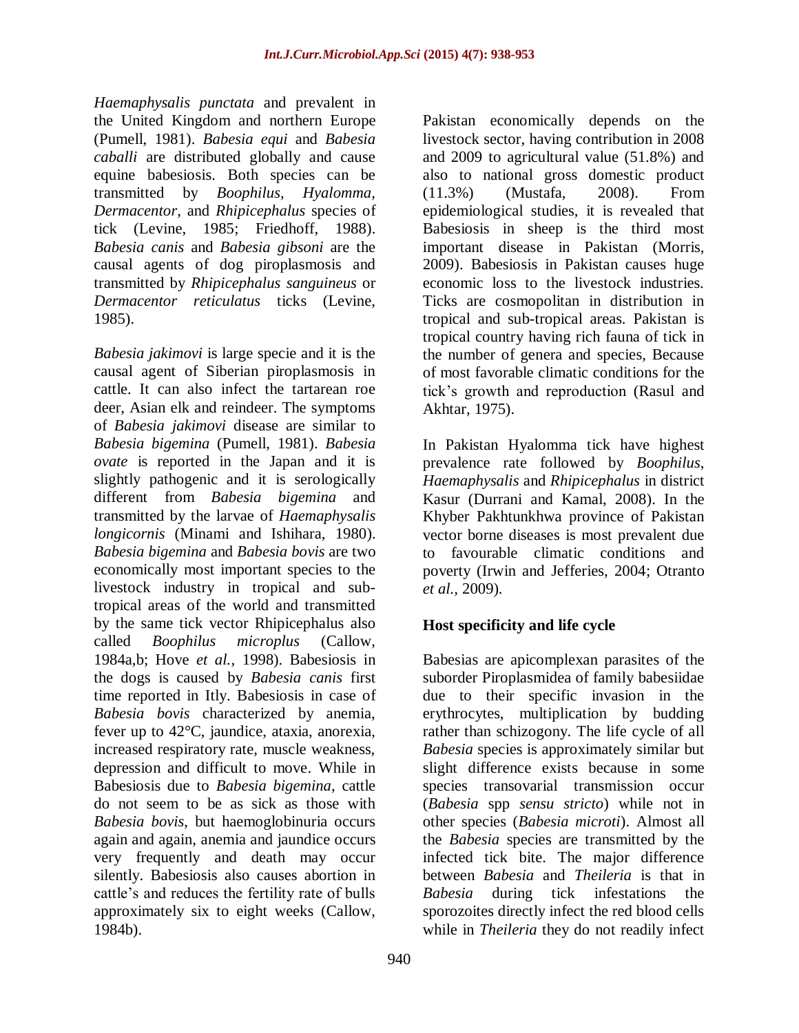*Haemaphysalis punctata* and prevalent in the United Kingdom and northern Europe (Pumell, 1981). *Babesia equi* and *Babesia caballi* are distributed globally and cause equine babesiosis. Both species can be transmitted by *Boophilus, Hyalomma, Dermacentor*, and *Rhipicephalus* species of tick (Levine, 1985; Friedhoff, 1988). *Babesia canis* and *Babesia gibsoni* are the causal agents of dog piroplasmosis and transmitted by *Rhipicephalus sanguineus* or *Dermacentor reticulatus* ticks (Levine, 1985).

*Babesia jakimovi* is large specie and it is the causal agent of Siberian piroplasmosis in cattle. It can also infect the tartarean roe deer, Asian elk and reindeer. The symptoms of *Babesia jakimovi* disease are similar to *Babesia bigemina* (Pumell, 1981). *Babesia ovate* is reported in the Japan and it is slightly pathogenic and it is serologically different from *Babesia bigemina* and transmitted by the larvae of *Haemaphysalis longicornis* (Minami and Ishihara, 1980). *Babesia bigemina* and *Babesia bovis* are two economically most important species to the livestock industry in tropical and sub-tropical areas of the world and transmitted by the same tick vector Rhipicephalus also called *Boophilus microplus* (Callow, 1984a,b; Hove *et al.,* 1998). Babesiosis in the dogs is caused by *Babesia canis* first time reported in Itly. Babesiosis in case of *Babesia bovis* characterized by anemia, fever up to 42°C, jaundice, ataxia, anorexia, increased respiratory rate, muscle weakness, depression and difficult to move. While in Babesiosis due to *Babesia bigemina*, cattle do not seem to be as sick as those with *Babesia bovis*, but haemoglobinuria occurs again and again, anemia and jaundice occurs very frequently and death may occur silently. Babesiosis also causes abortion in cattle's and reduces the fertility rate of bulls approximately six to eight weeks (Callow, 1984b).

Pakistan economically depends on the livestock sector, having contribution in 2008 and 2009 to agricultural value (51.8%) and also to national gross domestic product (11.3%) (Mustafa, 2008). From epidemiological studies, it is revealed that Babesiosis in sheep is the third most important disease in Pakistan (Morris, 2009). Babesiosis in Pakistan causes huge economic loss to the livestock industries. Ticks are cosmopolitan in distribution in tropical and sub-tropical areas. Pakistan is tropical country having rich fauna of tick in the number of genera and species, Because of most favorable climatic conditions for the tick's growth and reproduction (Rasul and Akhtar, 1975).

In Pakistan Hyalomma tick have highest prevalence rate followed by *Boophilus*, *Haemaphysalis* and *Rhipicephalus* in district Kasur (Durrani and Kamal, 2008). In the Khyber Pakhtunkhwa province of Pakistan vector borne diseases is most prevalent due to favourable climatic conditions and poverty (Irwin and Jefferies, 2004; Otranto *et al.,* 2009).

## Host specificity and life cycle

Babesias are apicomplexan parasites of the suborder Piroplasmidea of family babesiidae due to their specific invasion in the erythrocytes, multiplication by budding rather than schizogony. The life cycle of all *Babesia* species is approximately similar but slight difference exists because in some species transovarial transmission occur (*Babesia* spp *sensu stricto*) while not in other species (*Babesia microti*). Almost all the *Babesia* species are transmitted by the infected tick bite. The major difference between *Babesia* and *Theileria* is that in *Babesia* during tick infestations the sporozoites directly infect the red blood cells while in *Theileria* they do not readily infect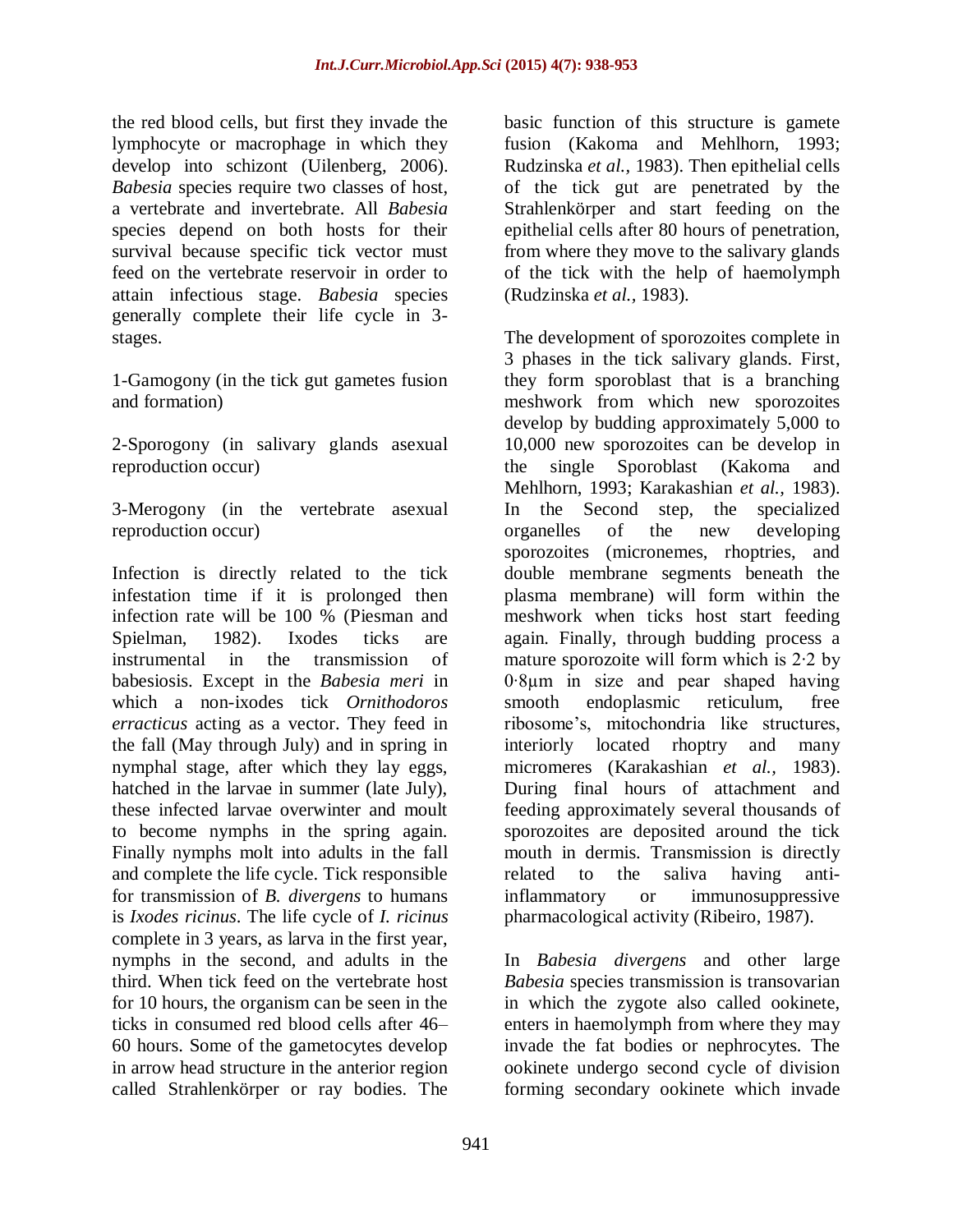the red blood cells, but first they invade the lymphocyte or macrophage in which they develop into schizont (Uilenberg, 2006). *Babesia* species require two classes of host, a vertebrate and invertebrate. All *Babesia* species depend on both hosts for their survival because specific tick vector must feed on the vertebrate reservoir in order to attain infectious stage. *Babesia* species generally complete their life cycle in 3-stages.

1-Gamogony (in the tick gut gametes fusion and formation)

2-Sporogony (in salivary glands asexual reproduction occur)

3-Merogony (in the vertebrate asexual reproduction occur)

Infection is directly related to the tick infestation time if it is prolonged then infection rate will be 100 % (Piesman and Spielman, 1982). Ixodes ticks are instrumental in the transmission of babesiosis. Except in the *Babesia meri* in which a non-ixodes tick *Ornithodoros erracticus* acting as a vector. They feed in the fall (May through July) and in spring in nymphal stage, after which they lay eggs, hatched in the larvae in summer (late July), these infected larvae overwinter and moult to become nymphs in the spring again. Finally nymphs molt into adults in the fall and complete the life cycle. Tick responsible for transmission of *B. divergens* to humans is *Ixodes ricinus*. The life cycle of *I. ricinus* complete in 3 years, as larva in the first year, nymphs in the second, and adults in the third. When tick feed on the vertebrate host for 10 hours, the organism can be seen in the ticks in consumed red blood cells after 46–60 hours. Some of the gametocytes develop in arrow head structure in the anterior region called Strahlenkörper or ray bodies. The basic function of this structure is gamete fusion (Kakoma and Mehlhorn, 1993; Rudzinska *et al.,* 1983). Then epithelial cells of the tick gut are penetrated by the Strahlenkörper and start feeding on the epithelial cells after 80 hours of penetration, from where they move to the salivary glands of the tick with the help of haemolymph (Rudzinska *et al.,* 1983).

The development of sporozoites complete in 3 phases in the tick salivary glands. First, they form sporoblast that is a branching meshwork from which new sporozoites develop by budding approximately 5,000 to 10,000 new sporozoites can be develop in the single Sporoblast (Kakoma and Mehlhorn, 1993; Karakashian *et al.,* 1983). In the Second step, the specialized organelles of the new developing sporozoites (micronemes, rhoptries, and double membrane segments beneath the plasma membrane) will form within the meshwork when ticks host start feeding again. Finally, through budding process a mature sporozoite will form which is 2·2 by 0·8μm in size and pear shaped having smooth endoplasmic reticulum, free ribosome's, mitochondria like structures, interiorly located rhoptry and many micromeres (Karakashian *et al.,* 1983). During final hours of attachment and feeding approximately several thousands of sporozoites are deposited around the tick mouth in dermis. Transmission is directly related to the saliva having anti-inflammatory or immunosuppressive pharmacological activity (Ribeiro, 1987).

In *Babesia divergens* and other large *Babesia* species transmission is transovarian in which the zygote also called ookinete, enters in haemolymph from where they may invade the fat bodies or nephrocytes. The ookinete undergo second cycle of division forming secondary ookinete which invade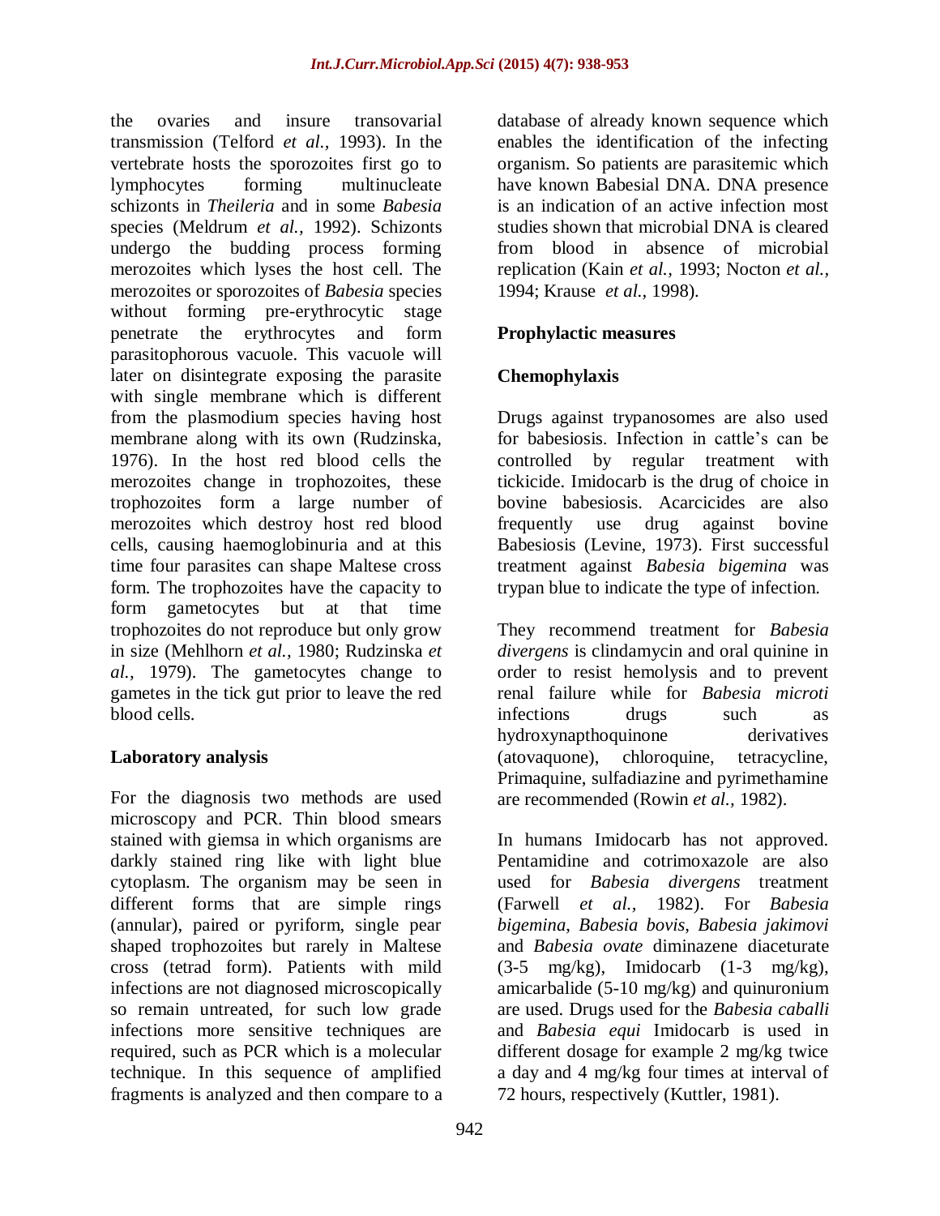the ovaries and insure transovarial transmission (Telford *et al.,* 1993). In the vertebrate hosts the sporozoites first go to lymphocytes forming multinucleate schizonts in *Theileria* and in some *Babesia* species (Meldrum *et al.,* 1992). Schizonts undergo the budding process forming merozoites which lyses the host cell. The merozoites or sporozoites of *Babesia* species without forming pre-erythrocytic stage penetrate the erythrocytes and form parasitophorous vacuole. This vacuole will later on disintegrate exposing the parasite with single membrane which is different from the plasmodium species having host membrane along with its own (Rudzinska, 1976). In the host red blood cells the merozoites change in trophozoites, these trophozoites form a large number of merozoites which destroy host red blood cells, causing haemoglobinuria and at this time four parasites can shape Maltese cross form. The trophozoites have the capacity to form gametocytes but at that time trophozoites do not reproduce but only grow in size (Mehlhorn *et al.,* 1980; Rudzinska *et al.,* 1979). The gametocytes change to gametes in the tick gut prior to leave the red blood cells.

## Laboratory analysis

For the diagnosis two methods are used microscopy and PCR. Thin blood smears stained with giemsa in which organisms are darkly stained ring like with light blue cytoplasm. The organism may be seen in different forms that are simple rings (annular), paired or pyriform, single pear shaped trophozoites but rarely in Maltese cross (tetrad form). Patients with mild infections are not diagnosed microscopically so remain untreated, for such low grade infections more sensitive techniques are required, such as PCR which is a molecular technique. In this sequence of amplified fragments is analyzed and then compare to a database of already known sequence which enables the identification of the infecting organism. So patients are parasitemic which have known Babesial DNA. DNA presence is an indication of an active infection most studies shown that microbial DNA is cleared from blood in absence of microbial replication (Kain *et al.,* 1993; Nocton *et al.,* 1994; Krause *et al.,* 1998).

## Prophylactic measures

### Chemophylaxis

Drugs against trypanosomes are also used for babesiosis. Infection in cattle's can be controlled by regular treatment with tickicide. Imidocarb is the drug of choice in bovine babesiosis. Acarcicides are also frequently use drug against bovine Babesiosis (Levine, 1973). First successful treatment against *Babesia bigemina* was trypan blue to indicate the type of infection.

They recommend treatment for *Babesia divergens* is clindamycin and oral quinine in order to resist hemolysis and to prevent renal failure while for *Babesia microti* infections drugs such as hydroxynapthoquinone derivatives (atovaquone), chloroquine, tetracycline, Primaquine, sulfadiazine and pyrimethamine are recommended (Rowin *et al.,* 1982).

In humans Imidocarb has not approved. Pentamidine and cotrimoxazole are also used for *Babesia divergens* treatment (Farwell *et al.,* 1982). For *Babesia bigemina*, *Babesia bovis*, *Babesia jakimovi* and *Babesia ovate* diminazene diaceturate (3-5 mg/kg), Imidocarb (1-3 mg/kg), amicarbalide (5-10 mg/kg) and quinuronium are used. Drugs used for the *Babesia caballi* and *Babesia equi* Imidocarb is used in different dosage for example 2 mg/kg twice a day and 4 mg/kg four times at interval of 72 hours, respectively (Kuttler, 1981).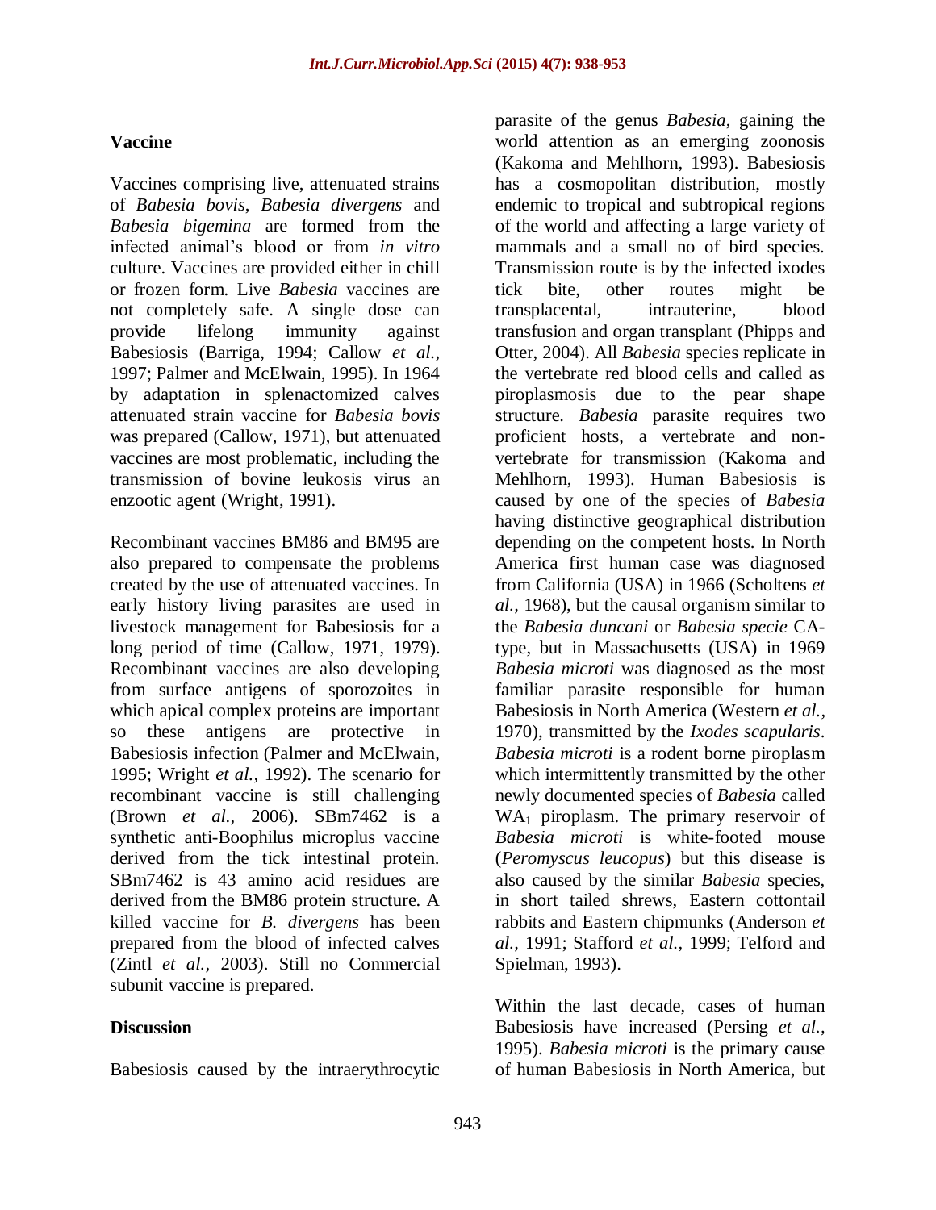## Vaccine

Vaccines comprising live, attenuated strains of *Babesia bovis*, *Babesia divergens* and *Babesia bigemina* are formed from the infected animal's blood or from *in vitro* culture. Vaccines are provided either in chill or frozen form. Live *Babesia* vaccines are not completely safe. A single dose can provide lifelong immunity against Babesiosis (Barriga, 1994; Callow *et al.*, 1997; Palmer and McElwain, 1995). In 1964 by adaptation in splenactomized calves attenuated strain vaccine for *Babesia bovis* was prepared (Callow, 1971), but attenuated vaccines are most problematic, including the transmission of bovine leukosis virus an enzootic agent (Wright, 1991).

Recombinant vaccines BM86 and BM95 are also prepared to compensate the problems created by the use of attenuated vaccines. In early history living parasites are used in livestock management for Babesiosis for a long period of time (Callow, 1971, 1979). Recombinant vaccines are also developing from surface antigens of sporozoites in which apical complex proteins are important so these antigens are protective in Babesiosis infection (Palmer and McElwain, 1995; Wright *et al.*, 1992). The scenario for recombinant vaccine is still challenging (Brown *et al.*, 2006). SBm7462 is a synthetic anti-Boophilus microplus vaccine derived from the tick intestinal protein. SBm7462 is 43 amino acid residues are derived from the BM86 protein structure. A killed vaccine for *B. divergens* has been prepared from the blood of infected calves (Zintl *et al.*, 2003). Still no Commercial subunit vaccine is prepared.

## Discussion

Babesiosis caused by the intraerythrocytic parasite of the genus *Babesia*, gaining the world attention as an emerging zoonosis (Kakoma and Mehlhorn, 1993). Babesiosis has a cosmopolitan distribution, mostly endemic to tropical and subtropical regions of the world and affecting a large variety of mammals and a small no of bird species. Transmission route is by the infected ixodes tick bite, other routes might be transplacental, intrauterine, blood transfusion and organ transplant (Phipps and Otter, 2004). All *Babesia* species replicate in the vertebrate red blood cells and called as piroplasmosis due to the pear shape structure. *Babesia* parasite requires two proficient hosts, a vertebrate and non-vertebrate for transmission (Kakoma and Mehlhorn, 1993). Human Babesiosis is caused by one of the species of *Babesia* having distinctive geographical distribution depending on the competent hosts. In North America first human case was diagnosed from California (USA) in 1966 (Scholtens *et al.*, 1968), but the causal organism similar to the *Babesia duncani* or *Babesia specie* CA-type, but in Massachusetts (USA) in 1969 *Babesia microti* was diagnosed as the most familiar parasite responsible for human Babesiosis in North America (Western *et al.*, 1970), transmitted by the *Ixodes scapularis*. *Babesia microti* is a rodent borne piroplasm which intermittently transmitted by the other newly documented species of *Babesia* called $WA_1$ piroplasm. The primary reservoir of *Babesia microti* is white-footed mouse (*Peromyscus leucopus*) but this disease is also caused by the similar *Babesia* species, in short tailed shrews, Eastern cottontail rabbits and Eastern chipmunks (Anderson *et al.*, 1991; Stafford *et al.*, 1999; Telford and Spielman, 1993).

Within the last decade, cases of human Babesiosis have increased (Persing *et al.*, 1995). *Babesia microti* is the primary cause of human Babesiosis in North America, but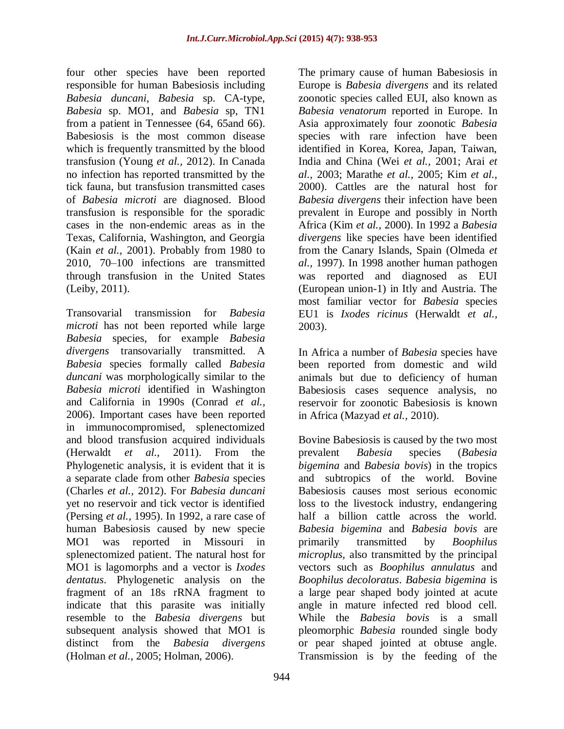four other species have been reported responsible for human Babesiosis including *Babesia duncani*, *Babesia* sp. CA-type, *Babesia* sp. MO1, and *Babesia* sp, TN1 from a patient in Tennessee (64, 65and 66). Babesiosis is the most common disease which is frequently transmitted by the blood transfusion (Young *et al.,* 2012). In Canada no infection has reported transmitted by the tick fauna, but transfusion transmitted cases of *Babesia microti* are diagnosed. Blood transfusion is responsible for the sporadic cases in the non-endemic areas as in the Texas, California, Washington, and Georgia (Kain *et al.,* 2001). Probably from 1980 to 2010, 70–100 infections are transmitted through transfusion in the United States (Leiby, 2011).

Transovarial transmission for *Babesia microti* has not been reported while large *Babesia* species, for example *Babesia divergens* transovarially transmitted. A *Babesia* species formally called *Babesia duncani* was morphologically similar to the *Babesia microti* identified in Washington and California in 1990s (Conrad *et al.,* 2006). Important cases have been reported in immunocompromised, splenectomized and blood transfusion acquired individuals (Herwaldt *et al.,* 2011). From the Phylogenetic analysis, it is evident that it is a separate clade from other *Babesia* species (Charles *et al.,* 2012). For *Babesia duncani* yet no reservoir and tick vector is identified (Persing *et al.,* 1995). In 1992, a rare case of human Babesiosis caused by new specie MO1 was reported in Missouri in splenectomized patient. The natural host for MO1 is lagomorphs and a vector is *Ixodes dentatus*. Phylogenetic analysis on the fragment of an 18s rRNA fragment to indicate that this parasite was initially resemble to the *Babesia divergens* but subsequent analysis showed that MO1 is distinct from the *Babesia divergens* (Holman *et al.,* 2005; Holman, 2006).

The primary cause of human Babesiosis in Europe is *Babesia divergens* and its related zoonotic species called EUI, also known as *Babesia venatorum* reported in Europe. In Asia approximately four zoonotic *Babesia* species with rare infection have been identified in Korea, Korea, Japan, Taiwan, India and China (Wei *et al.,* 2001; Arai *et al.,* 2003; Marathe *et al.,* 2005; Kim *et al.,* 2000). Cattles are the natural host for *Babesia divergens* their infection have been prevalent in Europe and possibly in North Africa (Kim *et al.,* 2000). In 1992 a *Babesia divergens* like species have been identified from the Canary Islands, Spain (Olmeda *et al.,* 1997). In 1998 another human pathogen was reported and diagnosed as EUI (European union-1) in Itly and Austria. The most familiar vector for *Babesia* species EU1 is *Ixodes ricinus* (Herwaldt *et al.,* 2003).

In Africa a number of *Babesia* species have been reported from domestic and wild animals but due to deficiency of human Babesiosis cases sequence analysis, no reservoir for zoonotic Babesiosis is known in Africa (Mazyad *et al.,* 2010).

Bovine Babesiosis is caused by the two most prevalent *Babesia* species (*Babesia bigemina* and *Babesia bovis*) in the tropics and subtropics of the world. Bovine Babesiosis causes most serious economic loss to the livestock industry, endangering half a billion cattle across the world. *Babesia bigemina* and *Babesia bovis* are primarily transmitted by *Boophilus microplus*, also transmitted by the principal vectors such as *Boophilus annulatus* and *Boophilus decoloratus*. *Babesia bigemina* is a large pear shaped body jointed at acute angle in mature infected red blood cell. While the *Babesia bovis* is a small pleomorphic *Babesia* rounded single body or pear shaped jointed at obtuse angle. Transmission is by the feeding of the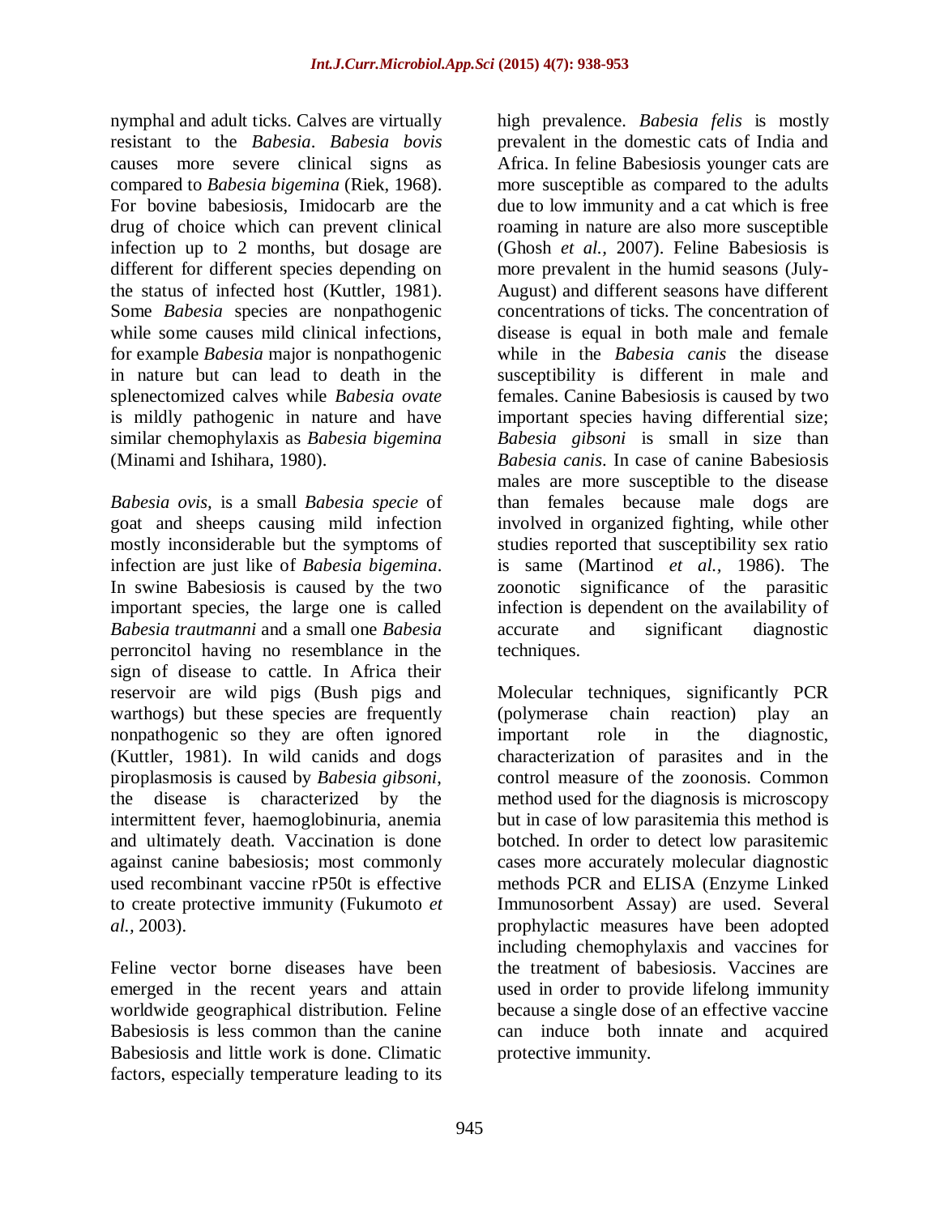nymphal and adult ticks. Calves are virtually resistant to the *Babesia*. *Babesia bovis* causes more severe clinical signs as compared to *Babesia bigemina* (Riek, 1968). For bovine babesiosis, Imidocarb are the drug of choice which can prevent clinical infection up to 2 months, but dosage are different for different species depending on the status of infected host (Kuttler, 1981). Some *Babesia* species are nonpathogenic while some causes mild clinical infections, for example *Babesia* major is nonpathogenic in nature but can lead to death in the splenectomized calves while *Babesia ovate* is mildly pathogenic in nature and have similar chemophylaxis as *Babesia bigemina* (Minami and Ishihara, 1980).

*Babesia ovis,* is a small *Babesia specie* of goat and sheeps causing mild infection mostly inconsiderable but the symptoms of infection are just like of *Babesia bigemina*. In swine Babesiosis is caused by the two important species, the large one is called *Babesia trautmanni* and a small one *Babesia* perroncitol having no resemblance in the sign of disease to cattle. In Africa their reservoir are wild pigs (Bush pigs and warthogs) but these species are frequently nonpathogenic so they are often ignored (Kuttler, 1981). In wild canids and dogs piroplasmosis is caused by *Babesia gibsoni*, the disease is characterized by the intermittent fever, haemoglobinuria, anemia and ultimately death. Vaccination is done against canine babesiosis; most commonly used recombinant vaccine rP50t is effective to create protective immunity (Fukumoto *et al.,* 2003).

Feline vector borne diseases have been emerged in the recent years and attain worldwide geographical distribution. Feline Babesiosis is less common than the canine Babesiosis and little work is done. Climatic factors, especially temperature leading to its high prevalence. *Babesia felis* is mostly prevalent in the domestic cats of India and Africa. In feline Babesiosis younger cats are more susceptible as compared to the adults due to low immunity and a cat which is free roaming in nature are also more susceptible (Ghosh *et al.,* 2007). Feline Babesiosis is more prevalent in the humid seasons (July-August) and different seasons have different concentrations of ticks. The concentration of disease is equal in both male and female while in the *Babesia canis* the disease susceptibility is different in male and females. Canine Babesiosis is caused by two important species having differential size; *Babesia gibsoni* is small in size than *Babesia canis*. In case of canine Babesiosis males are more susceptible to the disease than females because male dogs are involved in organized fighting, while other studies reported that susceptibility sex ratio is same (Martinod *et al.,* 1986). The zoonotic significance of the parasitic infection is dependent on the availability of accurate and significant diagnostic techniques.

Molecular techniques, significantly PCR (polymerase chain reaction) play an important role in the diagnostic, characterization of parasites and in the control measure of the zoonosis. Common method used for the diagnosis is microscopy but in case of low parasitemia this method is botched. In order to detect low parasitemic cases more accurately molecular diagnostic methods PCR and ELISA (Enzyme Linked Immunosorbent Assay) are used. Several prophylactic measures have been adopted including chemophylaxis and vaccines for the treatment of babesiosis. Vaccines are used in order to provide lifelong immunity because a single dose of an effective vaccine can induce both innate and acquired protective immunity.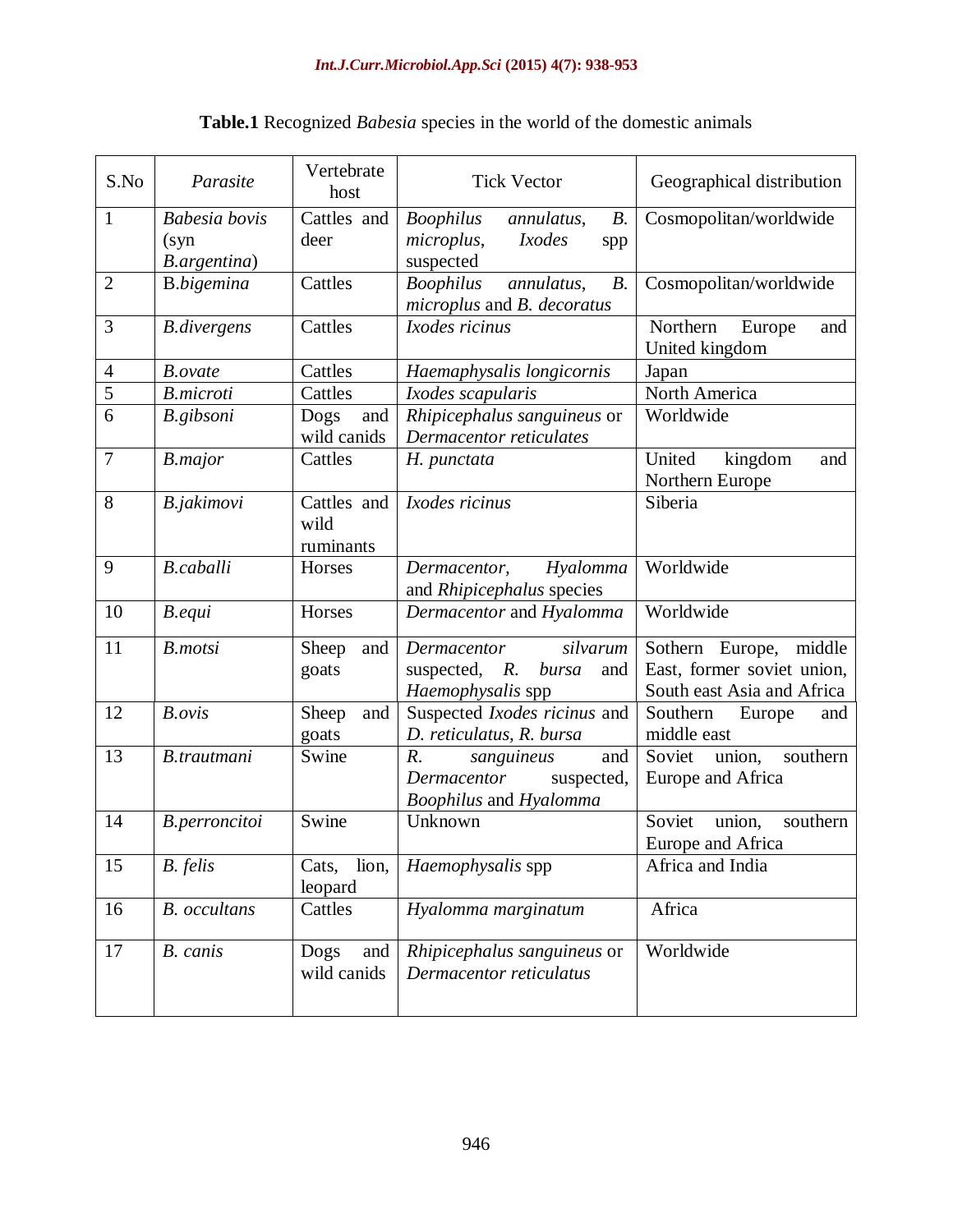**Table.1** Recognized *Babesia* species in the world of the domestic animals

| S.No | *Parasite* | Vertebrate host | Tick Vector | Geographical distribution |
|---|---|---|---|---|
| 1 | *Babesia bovis* (syn *B.argentina*) | Cattles and deer | *Boophilus annulatus*, *B. microplus*, *Ixodes* spp suspected | Cosmopolitan/worldwide |
| 2 | B.*bigemina* | Cattles | *Boophilus annulatus*, *B. microplus* and *B. decoratus* | Cosmopolitan/worldwide |
| 3 | *B.divergens* | Cattles | *Ixodes ricinus* | Northern Europe and United kingdom |
| 4 | *B.ovate* | Cattles | *Haemaphysalis longicornis* | Japan |
| 5 | *B.microti* | Cattles | *Ixodes scapularis* | North America |
| 6 | *B.gibsoni* | Dogs and wild canids | *Rhipicephalus sanguineus* or *Dermacentor reticulates* | Worldwide |
| 7 | *B.major* | Cattles | *H. punctata* | United kingdom and Northern Europe |
| 8 | *B.jakimovi* | Cattles and wild ruminants | *Ixodes ricinus* | Siberia |
| 9 | *B.caballi* | Horses | *Dermacentor*, *Hyalomma* and *Rhipicephalus* species | Worldwide |
| 10 | *B.equi* | Horses | *Dermacentor* and *Hyalomma* | Worldwide |
| 11 | *B.motsi* | Sheep and goats | *Dermacentor silvarum* suspected, *R. bursa* and *Haemophysalis* spp | Sothern Europe, middle East, former soviet union, South east Asia and Africa |
| 12 | *B.ovis* | Sheep and goats | Suspected *Ixodes ricinus* and *D. reticulatus, R. bursa* | Southern Europe and middle east |
| 13 | *B.trautmani* | Swine | *R. sanguineus* and *Dermacentor* suspected, *Boophilus* and *Hyalomma* | Soviet union, southern Europe and Africa |
| 14 | *B.perroncitoi* | Swine | Unknown | Soviet union, southern Europe and Africa |
| 15 | *B. felis* | Cats, lion, leopard | *Haemophysalis* spp | Africa and India |
| 16 | *B. occultans* | Cattles | *Hyalomma marginatum* | Africa |
| 17 | *B. canis* | Dogs and wild canids | *Rhipicephalus sanguineus* or *Dermacentor reticulatus* | Worldwide |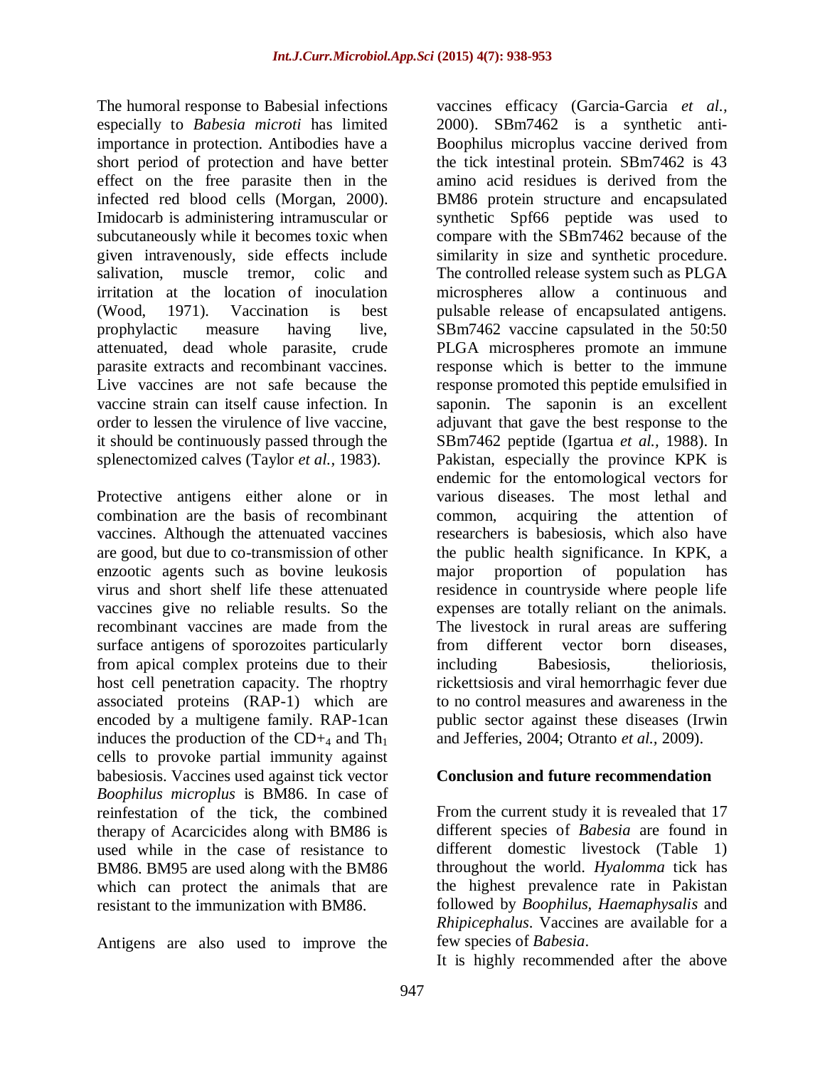The humoral response to Babesial infections especially to *Babesia microti* has limited importance in protection. Antibodies have a short period of protection and have better effect on the free parasite then in the infected red blood cells (Morgan, 2000). Imidocarb is administering intramuscular or subcutaneously while it becomes toxic when given intravenously, side effects include salivation, muscle tremor, colic and irritation at the location of inoculation (Wood, 1971). Vaccination is best prophylactic measure having live, attenuated, dead whole parasite, crude parasite extracts and recombinant vaccines. Live vaccines are not safe because the vaccine strain can itself cause infection. In order to lessen the virulence of live vaccine, it should be continuously passed through the splenectomized calves (Taylor *et al.,* 1983).

Protective antigens either alone or in combination are the basis of recombinant vaccines. Although the attenuated vaccines are good, but due to co-transmission of other enzootic agents such as bovine leukosis virus and short shelf life these attenuated vaccines give no reliable results. So the recombinant vaccines are made from the surface antigens of sporozoites particularly from apical complex proteins due to their host cell penetration capacity. The rhoptry associated proteins (RAP-1) which are encoded by a multigene family. RAP-1can induces the production of the $CD+_4$ and $Th_1$ cells to provoke partial immunity against babesiosis. Vaccines used against tick vector *Boophilus microplus* is BM86. In case of reinfestation of the tick, the combined therapy of Acarcicides along with BM86 is used while in the case of resistance to BM86. BM95 are used along with the BM86 which can protect the animals that are resistant to the immunization with BM86.

Antigens are also used to improve the vaccines efficacy (Garcia-Garcia *et al.,* 2000). SBm7462 is a synthetic anti-Boophilus microplus vaccine derived from the tick intestinal protein. SBm7462 is 43 amino acid residues is derived from the BM86 protein structure and encapsulated synthetic Spf66 peptide was used to compare with the SBm7462 because of the similarity in size and synthetic procedure. The controlled release system such as PLGA microspheres allow a continuous and pulsable release of encapsulated antigens. SBm7462 vaccine capsulated in the 50:50 PLGA microspheres promote an immune response which is better to the immune response promoted this peptide emulsified in saponin. The saponin is an excellent adjuvant that gave the best response to the SBm7462 peptide (Igartua *et al.,* 1988). In Pakistan, especially the province KPK is endemic for the entomological vectors for various diseases. The most lethal and common, acquiring the attention of researchers is babesiosis, which also have the public health significance. In KPK, a major proportion of population has residence in countryside where people life expenses are totally reliant on the animals. The livestock in rural areas are suffering from different vector born diseases, including Babesiosis, thelioriosis, rickettsiosis and viral hemorrhagic fever due to no control measures and awareness in the public sector against these diseases (Irwin and Jefferies, 2004; Otranto *et al.,* 2009).

## Conclusion and future recommendation

From the current study it is revealed that 17 different species of *Babesia* are found in different domestic livestock (Table 1) throughout the world. *Hyalomma* tick has the highest prevalence rate in Pakistan followed by *Boophilus*, *Haemaphysalis* and *Rhipicephalus*. Vaccines are available for a few species of *Babesia*.

It is highly recommended after the above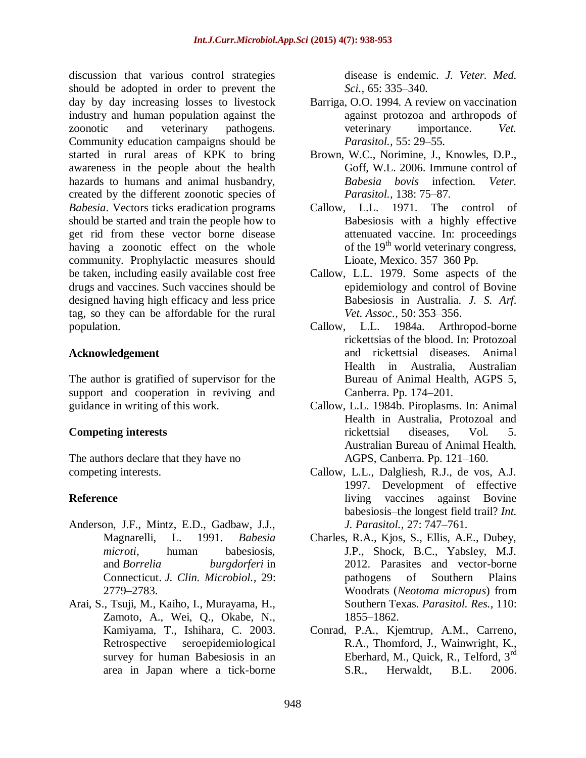discussion that various control strategies should be adopted in order to prevent the day by day increasing losses to livestock industry and human population against the zoonotic and veterinary pathogens. Community education campaigns should be started in rural areas of KPK to bring awareness in the people about the health hazards to humans and animal husbandry, created by the different zoonotic species of *Babesia*. Vectors ticks eradication programs should be started and train the people how to get rid from these vector borne disease having a zoonotic effect on the whole community. Prophylactic measures should be taken, including easily available cost free drugs and vaccines. Such vaccines should be designed having high efficacy and less price tag, so they can be affordable for the rural population.

## Acknowledgement

The author is gratified of supervisor for the support and cooperation in reviving and guidance in writing of this work.

## Competing interests

The authors declare that they have no competing interests.

## Reference

Anderson, J.F., Mintz, E.D., Gadbaw, J.J., Magnarelli, L. 1991. *Babesia microti*, human babesiosis, and *Borrelia burgdorferi* in Connecticut. *J. Clin. Microbiol.,* 29: 2779–2783.

Arai, S., Tsuji, M., Kaiho, I., Murayama, H., Zamoto, A., Wei, Q., Okabe, N., Kamiyama, T., Ishihara, C. 2003. Retrospective seroepidemiological survey for human Babesiosis in an area in Japan where a tick-borne disease is endemic. *J. Veter. Med. Sci.,* 65: 335–340.

Barriga, O.O. 1994. A review on vaccination against protozoa and arthropods of veterinary importance. *Vet. Parasitol.,* 55: 29–55.

Brown, W.C., Norimine, J., Knowles, D.P., Goff, W.L. 2006. Immune control of *Babesia bovis* infection. *Veter. Parasitol.,* 138: 75–87.

Callow, L.L. 1971. The control of Babesiosis with a highly effective attenuated vaccine. In: proceedings of the 19th world veterinary congress, Lioate, Mexico. 357–360 Pp.

Callow, L.L. 1979. Some aspects of the epidemiology and control of Bovine Babesiosis in Australia. *J. S. Arf. Vet. Assoc.,* 50: 353–356.

Callow, L.L. 1984a. Arthropod-borne rickettsias of the blood. In: Protozoal and rickettsial diseases. Animal Health in Australia, Australian Bureau of Animal Health, AGPS 5, Canberra. Pp. 174–201.

Callow, L.L. 1984b. Piroplasms. In: Animal Health in Australia, Protozoal and rickettsial diseases, Vol. 5. Australian Bureau of Animal Health, AGPS, Canberra. Pp. 121–160.

Callow, L.L., Dalgliesh, R.J., de vos, A.J. 1997. Development of effective living vaccines against Bovine babesiosis–the longest field trail? *Int. J. Parasitol.,* 27: 747–761.

Charles, R.A., Kjos, S., Ellis, A.E., Dubey, J.P., Shock, B.C., Yabsley, M.J. 2012. Parasites and vector-borne pathogens of Southern Plains Woodrats (*Neotoma micropus*) from Southern Texas. *Parasitol. Res.,* 110: 1855–1862.

Conrad, P.A., Kjemtrup, A.M., Carreno, R.A., Thomford, J., Wainwright, K., Eberhard, M., Quick, R., Telford, 3rd S.R., Herwaldt, B.L. 2006.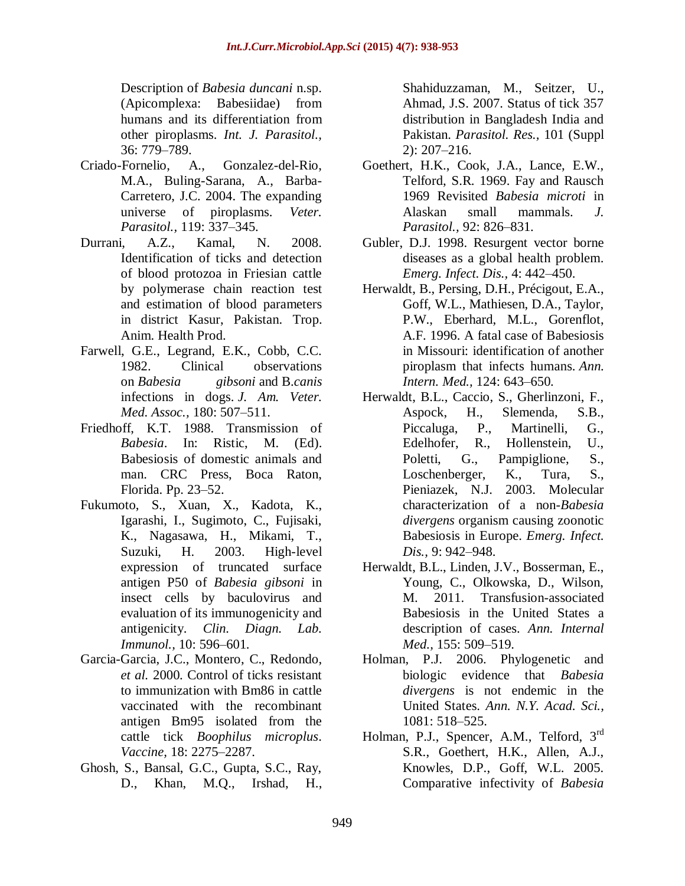Description of *Babesia duncani* n.sp. (Apicomplexa: Babesiidae) from humans and its differentiation from other piroplasms. *Int. J. Parasitol.,* 36: 779–789.

Criado-Fornelio, A., Gonzalez-del-Rio, M.A., Buling-Sarana, A., Barba-Carretero, J.C. 2004. The expanding universe of piroplasms. *Veter. Parasitol.,* 119: 337–345.

Durrani, A.Z., Kamal, N. 2008. Identification of ticks and detection of blood protozoa in Friesian cattle by polymerase chain reaction test and estimation of blood parameters in district Kasur, Pakistan. Trop. Anim. Health Prod.

Farwell, G.E., Legrand, E.K., Cobb, C.C. 1982. Clinical observations on *Babesia gibsoni* and B.*canis* infections in dogs. *J. Am. Veter. Med. Assoc.,* 180: 507–511.

Friedhoff, K.T. 1988. Transmission of *Babesia*. In: Ristic, M. (Ed). Babesiosis of domestic animals and man. CRC Press, Boca Raton, Florida. Pp. 23–52.

Fukumoto, S., Xuan, X., Kadota, K., Igarashi, I., Sugimoto, C., Fujisaki, K., Nagasawa, H., Mikami, T., Suzuki, H. 2003. High-level expression of truncated surface antigen P50 of *Babesia gibsoni* in insect cells by baculovirus and evaluation of its immunogenicity and antigenicity. *Clin. Diagn. Lab. Immunol.,* 10: 596–601.

Garcia-Garcia, J.C., Montero, C., Redondo, *et al.* 2000. Control of ticks resistant to immunization with Bm86 in cattle vaccinated with the recombinant antigen Bm95 isolated from the cattle tick *Boophilus microplus*. *Vaccine,* 18: 2275–2287.

Ghosh, S., Bansal, G.C., Gupta, S.C., Ray, D., Khan, M.Q., Irshad, H., Shahiduzzaman, M., Seitzer, U., Ahmad, J.S. 2007. Status of tick 357 distribution in Bangladesh India and Pakistan. *Parasitol. Res.,* 101 (Suppl 2): 207–216.

Goethert, H.K., Cook, J.A., Lance, E.W., Telford, S.R. 1969. Fay and Rausch 1969 Revisited *Babesia microti* in Alaskan small mammals. *J. Parasitol.,* 92: 826–831.

Gubler, D.J. 1998. Resurgent vector borne diseases as a global health problem. *Emerg. Infect. Dis.,* 4: 442–450.

Herwaldt, B., Persing, D.H., Précigout, E.A., Goff, W.L., Mathiesen, D.A., Taylor, P.W., Eberhard, M.L., Gorenflot, A.F. 1996. A fatal case of Babesiosis in Missouri: identification of another piroplasm that infects humans. *Ann. Intern. Med.,* 124: 643–650.

Herwaldt, B.L., Caccio, S., Gherlinzoni, F., Aspock, H., Slemenda, S.B., Piccaluga, P., Martinelli, G., Edelhofer, R., Hollenstein, U., Poletti, G., Pampiglione, S., Loschenberger, K., Tura, S., Pieniazek, N.J. 2003. Molecular characterization of a non-*Babesia divergens* organism causing zoonotic Babesiosis in Europe. *Emerg. Infect. Dis.,* 9: 942–948.

Herwaldt, B.L., Linden, J.V., Bosserman, E., Young, C., Olkowska, D., Wilson, M. 2011. Transfusion-associated Babesiosis in the United States a description of cases. *Ann. Internal Med.,* 155: 509–519.

Holman, P.J. 2006. Phylogenetic and biologic evidence that *Babesia divergens* is not endemic in the United States. *Ann. N.Y. Acad. Sci.,* 1081: 518–525.

Holman, P.J., Spencer, A.M., Telford, 3rd S.R., Goethert, H.K., Allen, A.J., Knowles, D.P., Goff, W.L. 2005. Comparative infectivity of *Babesia*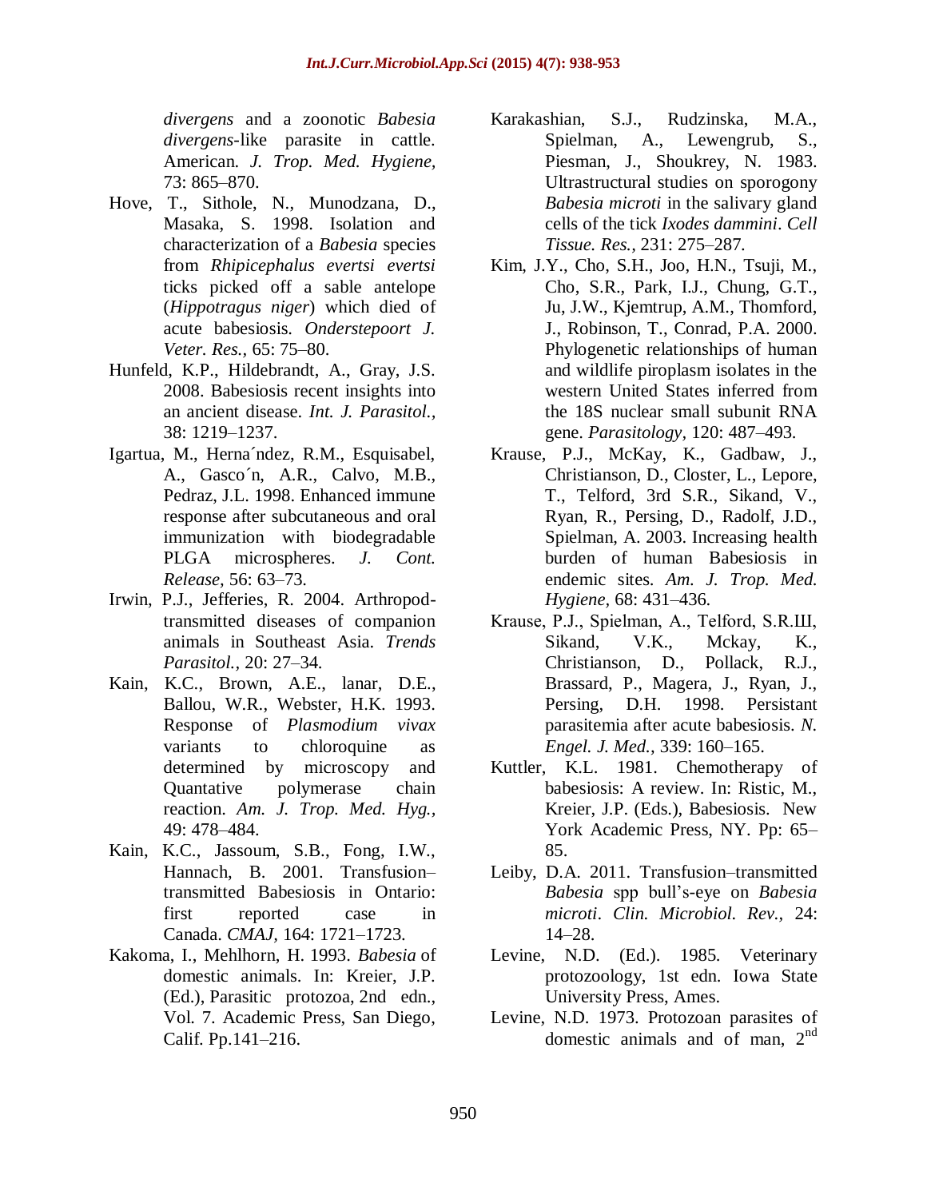*divergens* and a zoonotic *Babesia divergens*-like parasite in cattle. American. *J. Trop. Med. Hygiene,* 73: 865–870.

Hove, T., Sithole, N., Munodzana, D., Masaka, S. 1998. Isolation and characterization of a *Babesia* species from *Rhipicephalus evertsi evertsi* ticks picked off a sable antelope (*Hippotragus niger*) which died of acute babesiosis. *Onderstepoort J. Veter. Res.,* 65: 75–80.

Hunfeld, K.P., Hildebrandt, A., Gray, J.S. 2008. Babesiosis recent insights into an ancient disease. *Int. J. Parasitol.,* 38: 1219–1237.

Igartua, M., Herna´ndez, R.M., Esquisabel, A., Gasco´n, A.R., Calvo, M.B., Pedraz, J.L. 1998. Enhanced immune response after subcutaneous and oral immunization with biodegradable PLGA microspheres. *J. Cont. Release,* 56: 63–73.

Irwin, P.J., Jefferies, R. 2004. Arthropod-transmitted diseases of companion animals in Southeast Asia. *Trends Parasitol.,* 20: 27–34.

Kain, K.C., Brown, A.E., lanar, D.E., Ballou, W.R., Webster, H.K. 1993. Response of *Plasmodium vivax* variants to chloroquine as determined by microscopy and Quantative polymerase chain reaction. *Am. J. Trop. Med. Hyg.,* 49: 478–484.

Kain, K.C., Jassoum, S.B., Fong, I.W., Hannach, B. 2001. Transfusion–transmitted Babesiosis in Ontario: first reported case in Canada. *CMAJ,* 164: 1721–1723.

Kakoma, I., Mehlhorn, H. 1993. *Babesia* of domestic animals. In: Kreier, J.P. (Ed.), Parasitic protozoa, 2nd edn., Vol. 7. Academic Press, San Diego, Calif. Pp.141–216.

Karakashian, S.J., Rudzinska, M.A., Spielman, A., Lewengrub, S., Piesman, J., Shoukrey, N. 1983. Ultrastructural studies on sporogony *Babesia microti* in the salivary gland cells of the tick *Ixodes dammini*. *Cell Tissue. Res.,* 231: 275–287.

Kim, J.Y., Cho, S.H., Joo, H.N., Tsuji, M., Cho, S.R., Park, I.J., Chung, G.T., Ju, J.W., Kjemtrup, A.M., Thomford, J., Robinson, T., Conrad, P.A. 2000. Phylogenetic relationships of human and wildlife piroplasm isolates in the western United States inferred from the 18S nuclear small subunit RNA gene. *Parasitology,* 120: 487–493.

Krause, P.J., McKay, K., Gadbaw, J., Christianson, D., Closter, L., Lepore, T., Telford, 3rd S.R., Sikand, V., Ryan, R., Persing, D., Radolf, J.D., Spielman, A. 2003. Increasing health burden of human Babesiosis in endemic sites. *Am. J. Trop. Med. Hygiene,* 68: 431–436.

Krause, P.J., Spielman, A., Telford, S.R.III, Sikand, V.K., Mckay, K., Christianson, D., Pollack, R.J., Brassard, P., Magera, J., Ryan, J., Persing, D.H. 1998. Persistant parasitemia after acute babesiosis. *N. Engel. J. Med.,* 339: 160–165.

Kuttler, K.L. 1981. Chemotherapy of babesiosis: A review. In: Ristic, M., Kreier, J.P. (Eds.), Babesiosis. New York Academic Press, NY. Pp: 65–85.

Leiby, D.A. 2011. Transfusion–transmitted *Babesia* spp bull's-eye on *Babesia microti*. *Clin. Microbiol. Rev.,* 24: 14–28.

Levine, N.D. (Ed.). 1985. Veterinary protozoology, 1st edn. Iowa State University Press, Ames.

Levine, N.D. 1973. Protozoan parasites of domestic animals and of man, 2nd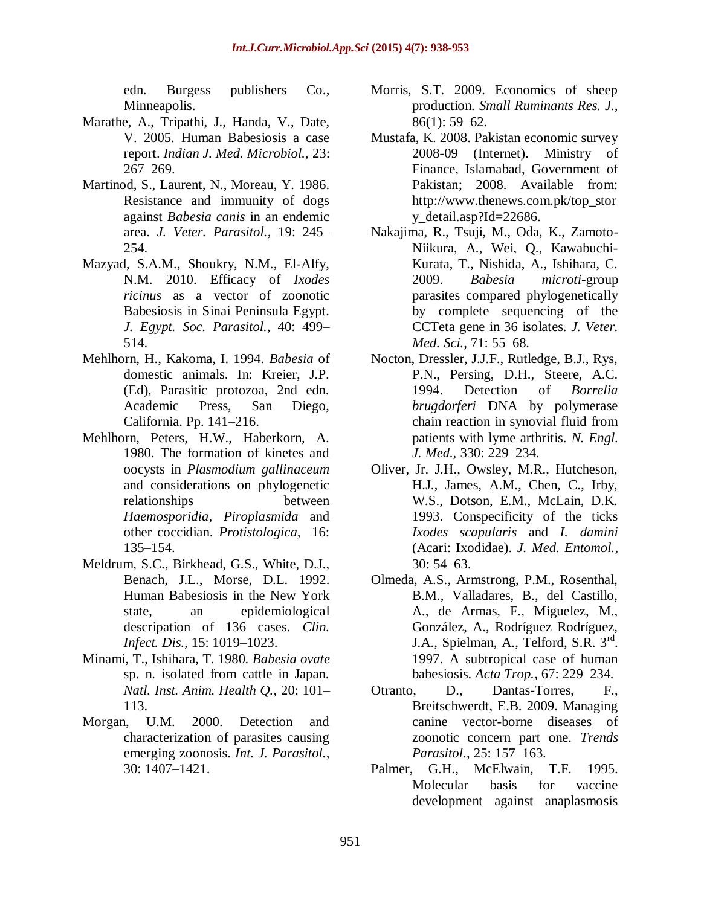edn. Burgess publishers Co., Minneapolis.

Marathe, A., Tripathi, J., Handa, V., Date, V. 2005. Human Babesiosis a case report. *Indian J. Med. Microbiol.,* 23: 267–269.

Martinod, S., Laurent, N., Moreau, Y. 1986. Resistance and immunity of dogs against *Babesia canis* in an endemic area. *J. Veter. Parasitol.,* 19: 245–254.

Mazyad, S.A.M., Shoukry, N.M., El-Alfy, N.M. 2010. Efficacy of *Ixodes ricinus* as a vector of zoonotic Babesiosis in Sinai Peninsula Egypt. *J. Egypt. Soc. Parasitol.,* 40: 499–514.

Mehlhorn, H., Kakoma, I. 1994. *Babesia* of domestic animals. In: Kreier, J.P. (Ed), Parasitic protozoa, 2nd edn. Academic Press, San Diego, California. Pp. 141–216.

Mehlhorn, Peters, H.W., Haberkorn, A. 1980. The formation of kinetes and oocysts in *Plasmodium gallinaceum* and considerations on phylogenetic relationships between *Haemosporidia, Piroplasmida* and other coccidian. *Protistologica,* 16: 135–154.

Meldrum, S.C., Birkhead, G.S., White, D.J., Benach, J.L., Morse, D.L. 1992. Human Babesiosis in the New York state, an epidemiological descripation of 136 cases. *Clin. Infect. Dis.,* 15: 1019–1023.

Minami, T., Ishihara, T. 1980. *Babesia ovate* sp. n. isolated from cattle in Japan. *Natl. Inst. Anim. Health Q.,* 20: 101–113.

Morgan, U.M. 2000. Detection and characterization of parasites causing emerging zoonosis. *Int. J. Parasitol.,* 30: 1407–1421.

Morris, S.T. 2009. Economics of sheep production. *Small Ruminants Res. J.,* 86(1): 59–62.

Mustafa, K. 2008. Pakistan economic survey 2008-09 (Internet). Ministry of Finance, Islamabad, Government of Pakistan; 2008. Available from: http://www.thenews.com.pk/top_story_detail.asp?Id=22686.

Nakajima, R., Tsuji, M., Oda, K., Zamoto-Niikura, A., Wei, Q., Kawabuchi-Kurata, T., Nishida, A., Ishihara, C. 2009. *Babesia microti*-group parasites compared phylogenetically by complete sequencing of the CCTeta gene in 36 isolates. *J. Veter. Med. Sci.,* 71: 55–68.

Nocton, Dressler, J.J.F., Rutledge, B.J., Rys, P.N., Persing, D.H., Steere, A.C. 1994. Detection of *Borrelia brugdorferi* DNA by polymerase chain reaction in synovial fluid from patients with lyme arthritis. *N. Engl. J. Med.,* 330: 229–234.

Oliver, Jr. J.H., Owsley, M.R., Hutcheson, H.J., James, A.M., Chen, C., Irby, W.S., Dotson, E.M., McLain, D.K. 1993. Conspecificity of the ticks *Ixodes scapularis* and *I. damini* (Acari: Ixodidae). *J. Med. Entomol.,* 30: 54–63.

Olmeda, A.S., Armstrong, P.M., Rosenthal, B.M., Valladares, B., del Castillo, A., de Armas, F., Miguelez, M., González, A., Rodríguez Rodríguez, J.A., Spielman, A., Telford, S.R. 3rd. 1997. A subtropical case of human babesiosis. *Acta Trop.,* 67: 229–234.

Otranto, D., Dantas-Torres, F., Breitschwerdt, E.B. 2009. Managing canine vector-borne diseases of zoonotic concern part one. *Trends Parasitol.,* 25: 157–163.

Palmer, G.H., McElwain, T.F. 1995. Molecular basis for vaccine development against anaplasmosis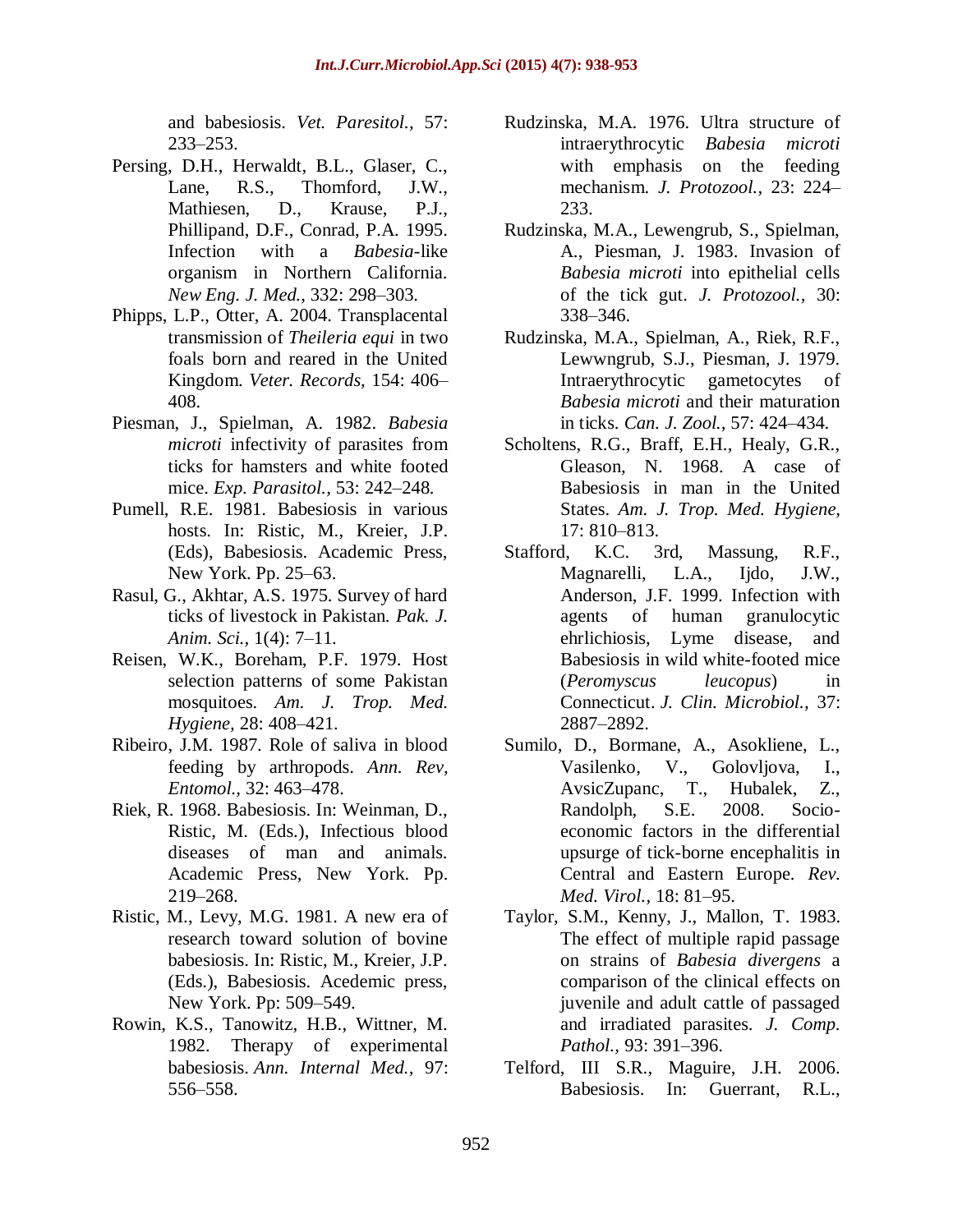and babesiosis. *Vet. Paresitol.,* 57: 233–253.

Persing, D.H., Herwaldt, B.L., Glaser, C., Lane, R.S., Thomford, J.W., Mathiesen, D., Krause, P.J., Phillipand, D.F., Conrad, P.A. 1995. Infection with a *Babesia*-like organism in Northern California. *New Eng. J. Med.,* 332: 298–303.

Phipps, L.P., Otter, A. 2004. Transplacental transmission of *Theileria equi* in two foals born and reared in the United Kingdom. *Veter. Records,* 154: 406–408.

Piesman, J., Spielman, A. 1982. *Babesia microti* infectivity of parasites from ticks for hamsters and white footed mice. *Exp. Parasitol.,* 53: 242–248.

Pumell, R.E. 1981. Babesiosis in various hosts. In: Ristic, M., Kreier, J.P. (Eds), Babesiosis. Academic Press, New York. Pp. 25–63.

Rasul, G., Akhtar, A.S. 1975. Survey of hard ticks of livestock in Pakistan. *Pak. J. Anim. Sci.,* 1(4): 7–11.

Reisen, W.K., Boreham, P.F. 1979. Host selection patterns of some Pakistan mosquitoes. *Am. J. Trop. Med. Hygiene,* 28: 408–421.

Ribeiro, J.M. 1987. Role of saliva in blood feeding by arthropods. *Ann. Rev, Entomol.,* 32: 463–478.

Riek, R. 1968. Babesiosis. In: Weinman, D., Ristic, M. (Eds.), Infectious blood diseases of man and animals. Academic Press, New York. Pp. 219–268.

Ristic, M., Levy, M.G. 1981. A new era of research toward solution of bovine babesiosis. In: Ristic, M., Kreier, J.P. (Eds.), Babesiosis. Acedemic press, New York. Pp: 509–549.

Rowin, K.S., Tanowitz, H.B., Wittner, M. 1982. Therapy of experimental babesiosis. *Ann. Internal Med.,* 97: 556–558.

Rudzinska, M.A. 1976. Ultra structure of intraerythrocytic *Babesia microti* with emphasis on the feeding mechanism. *J. Protozool.,* 23: 224–233.

Rudzinska, M.A., Lewengrub, S., Spielman, A., Piesman, J. 1983. Invasion of *Babesia microti* into epithelial cells of the tick gut. *J. Protozool.,* 30: 338–346.

Rudzinska, M.A., Spielman, A., Riek, R.F., Lewwngrub, S.J., Piesman, J. 1979. Intraerythrocytic gametocytes of *Babesia microti* and their maturation in ticks. *Can. J. Zool.,* 57: 424–434.

Scholtens, R.G., Braff, E.H., Healy, G.R., Gleason, N. 1968. A case of Babesiosis in man in the United States. *Am. J. Trop. Med. Hygiene,* 17: 810–813.

Stafford, K.C. 3rd, Massung, R.F., Magnarelli, L.A., Ijdo, J.W., Anderson, J.F. 1999. Infection with agents of human granulocytic ehrlichiosis, Lyme disease, and Babesiosis in wild white-footed mice (*Peromyscus leucopus*) in Connecticut. *J. Clin. Microbiol.,* 37: 2887–2892.

Sumilo, D., Bormane, A., Asokliene, L., Vasilenko, V., Golovljova, I., AvsicZupanc, T., Hubalek, Z., Randolph, S.E. 2008. Socio-economic factors in the differential upsurge of tick-borne encephalitis in Central and Eastern Europe. *Rev. Med. Virol.,* 18: 81–95.

Taylor, S.M., Kenny, J., Mallon, T. 1983. The effect of multiple rapid passage on strains of *Babesia divergens* a comparison of the clinical effects on juvenile and adult cattle of passaged and irradiated parasites. *J. Comp. Pathol.,* 93: 391–396.

Telford, III S.R., Maguire, J.H. 2006. Babesiosis. In: Guerrant, R.L.,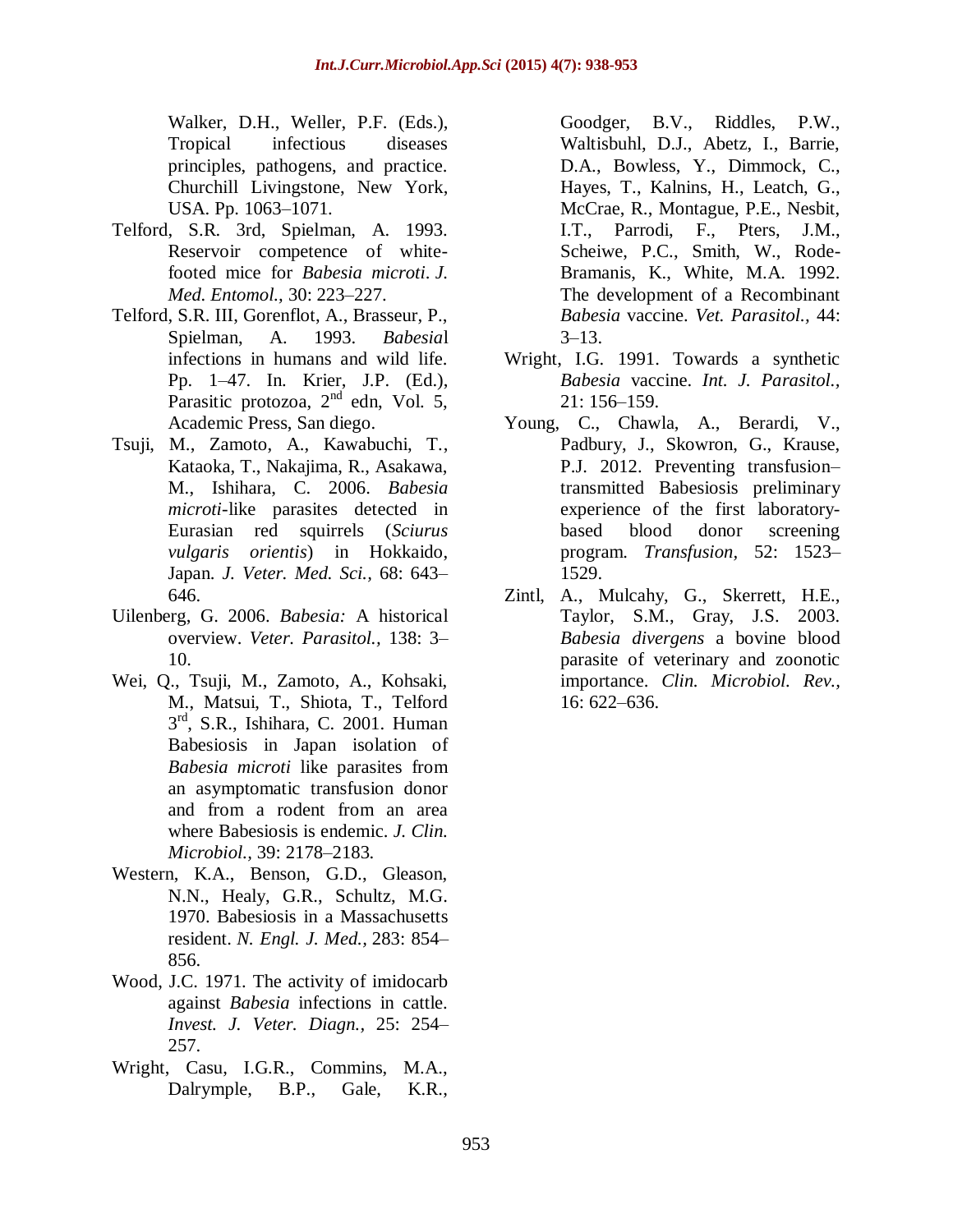Walker, D.H., Weller, P.F. (Eds.), Tropical infectious diseases principles, pathogens, and practice. Churchill Livingstone, New York, USA. Pp. 1063–1071.

Telford, S.R. 3rd, Spielman, A. 1993. Reservoir competence of white-footed mice for *Babesia microti*. *J. Med. Entomol.,* 30: 223–227.

Telford, S.R. III, Gorenflot, A., Brasseur, P., Spielman, A. 1993. *Babesia*l infections in humans and wild life. Pp. 1–47. In. Krier, J.P. (Ed.), Parasitic protozoa, 2nd edn, Vol. 5, Academic Press, San diego.

Tsuji, M., Zamoto, A., Kawabuchi, T., Kataoka, T., Nakajima, R., Asakawa, M., Ishihara, C. 2006. *Babesia microti*-like parasites detected in Eurasian red squirrels (*Sciurus vulgaris orientis*) in Hokkaido, Japan. *J. Veter. Med. Sci.,* 68: 643–646.

Uilenberg, G. 2006. *Babesia:* A historical overview. *Veter. Parasitol.,* 138: 3–10.

Wei, Q., Tsuji, M., Zamoto, A., Kohsaki, M., Matsui, T., Shiota, T., Telford 3rd, S.R., Ishihara, C. 2001. Human Babesiosis in Japan isolation of *Babesia microti* like parasites from an asymptomatic transfusion donor and from a rodent from an area where Babesiosis is endemic. *J. Clin. Microbiol.,* 39: 2178–2183.

Western, K.A., Benson, G.D., Gleason, N.N., Healy, G.R., Schultz, M.G. 1970. Babesiosis in a Massachusetts resident. *N. Engl. J. Med.,* 283: 854–856.

Wood, J.C. 1971. The activity of imidocarb against *Babesia* infections in cattle. *Invest. J. Veter. Diagn.,* 25: 254–257.

Wright, Casu, I.G.R., Commins, M.A., Dalrymple, B.P., Gale, K.R., Goodger, B.V., Riddles, P.W., Waltisbuhl, D.J., Abetz, I., Barrie, D.A., Bowless, Y., Dimmock, C., Hayes, T., Kalnins, H., Leatch, G., McCrae, R., Montague, P.E., Nesbit, I.T., Parrodi, F., Pters, J.M., Scheiwe, P.C., Smith, W., Rode-Bramanis, K., White, M.A. 1992. The development of a Recombinant *Babesia* vaccine. *Vet. Parasitol.,* 44: 3–13.

Wright, I.G. 1991. Towards a synthetic *Babesia* vaccine. *Int. J. Parasitol.,* 21: 156–159.

Young, C., Chawla, A., Berardi, V., Padbury, J., Skowron, G., Krause, P.J. 2012. Preventing transfusion–transmitted Babesiosis preliminary experience of the first laboratory-based blood donor screening program. *Transfusion,* 52: 1523–1529.

Zintl, A., Mulcahy, G., Skerrett, H.E., Taylor, S.M., Gray, J.S. 2003. *Babesia divergens* a bovine blood parasite of veterinary and zoonotic importance. *Clin. Microbiol. Rev.,* 16: 622–636.